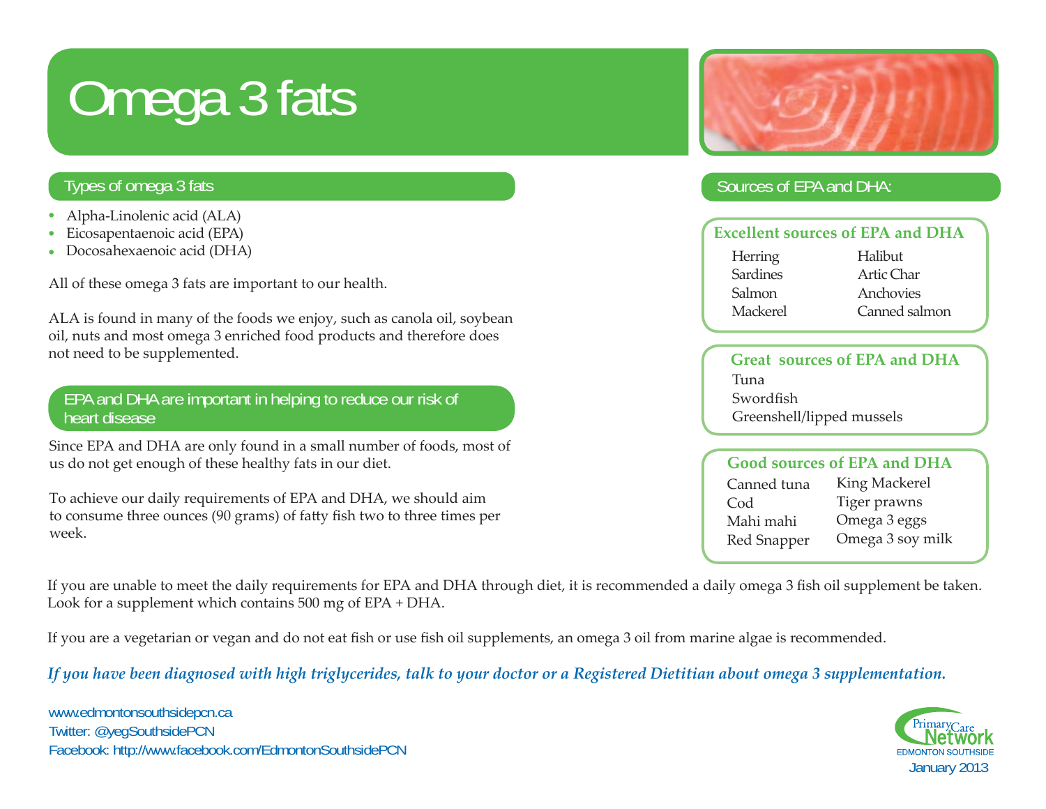# Omega 3 fats

## Types of omega 3 fats

- Alpha-Linolenic acid (ALA)
- Eicosapentaenoic acid (EPA)
- Docosahexaenoic acid (DHA)

All of these omega 3 fats are important to our health.

ALA is found in many of the foods we enjoy, such as canola oil, soybean oil, nuts and most omega 3 enriched food products and therefore does not need to be supplemented.

## EPA and DHA are important in helping to reduce our risk of heart disease

Since EPA and DHA are only found in a small number of foods, most of us do not get enough of these healthy fats in our diet.

To achieve our daily requirements of EPA and DHA, we should aim to consume three ounces (90 grams) of fatty fish two to three times per week.

## Sources of EPA and DHA:

### Excellent sources of EPA and DHA

- Herring
- Sardines
- Salmon
- Mackerel
- Halibut
- Artic Char
- Anchovies
- Canned salmon

### Great sources of EPA and DHA

- Tuna
- Swordfish
- Greenshell/lipped mussels

### Good sources of EPA and DHA

- Canned tuna
- Cod
- Mahi mahi
- Red Snapper
- King Mackerel
- Tiger prawns
- Omega 3 eggs
- Omega 3 soy milk

If you are unable to meet the daily requirements for EPA and DHA through diet, it is recommended a daily omega 3 fish oil supplement be taken. Look for a supplement which contains 500 mg of EPA + DHA.

If you are a vegetarian or vegan and do not eat fish or use fish oil supplements, an omega 3 oil from marine algae is recommended.

***If you have been diagnosed with high triglycerides, talk to your doctor or a Registered Dietitian about omega 3 supplementation.***

www.edmontonsouthsidepcn.ca
Twitter: @yegSouthsidePCN
Facebook: http://www.facebook.com/EdmontonSouthsidePCN

Primary Care Network EDMONTON SOUTHSIDE
January 2013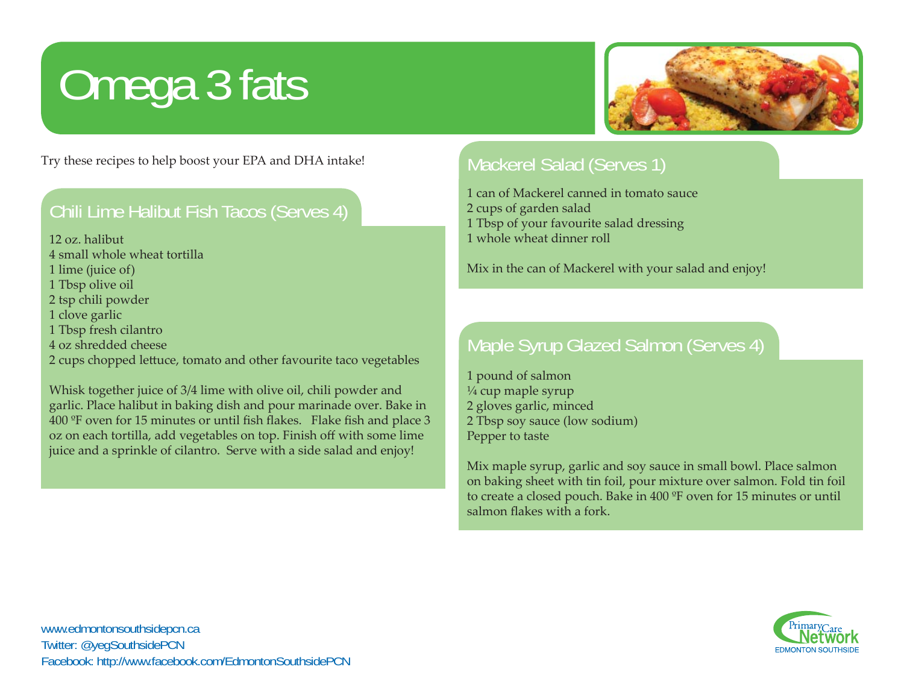# Omega 3 fats

Try these recipes to help boost your EPA and DHA intake!

## Chili Lime Halibut Fish Tacos (Serves 4)

12 oz. halibut
4 small whole wheat tortilla
1 lime (juice of)
1 Tbsp olive oil
2 tsp chili powder
1 clove garlic
1 Tbsp fresh cilantro
4 oz shredded cheese
2 cups chopped lettuce, tomato and other favourite taco vegetables

Whisk together juice of 3/4 lime with olive oil, chili powder and garlic. Place halibut in baking dish and pour marinade over. Bake in 400 ºF oven for 15 minutes or until fish flakes. Flake fish and place 3 oz on each tortilla, add vegetables on top. Finish off with some lime juice and a sprinkle of cilantro. Serve with a side salad and enjoy!

## Mackerel Salad (Serves 1)

1 can of Mackerel canned in tomato sauce
2 cups of garden salad
1 Tbsp of your favourite salad dressing
1 whole wheat dinner roll

Mix in the can of Mackerel with your salad and enjoy!

## Maple Syrup Glazed Salmon (Serves 4)

1 pound of salmon
¼ cup maple syrup
2 gloves garlic, minced
2 Tbsp soy sauce (low sodium)
Pepper to taste

Mix maple syrup, garlic and soy sauce in small bowl. Place salmon on baking sheet with tin foil, pour mixture over salmon. Fold tin foil to create a closed pouch. Bake in 400 ºF oven for 15 minutes or until salmon flakes with a fork.

www.edmontonsouthsidepcn.ca
Twitter: @yegSouthsidePCN
Facebook: http://www.facebook.com/EdmontonSouthsidePCN

Primary Care Network
EDMONTON SOUTHSIDE